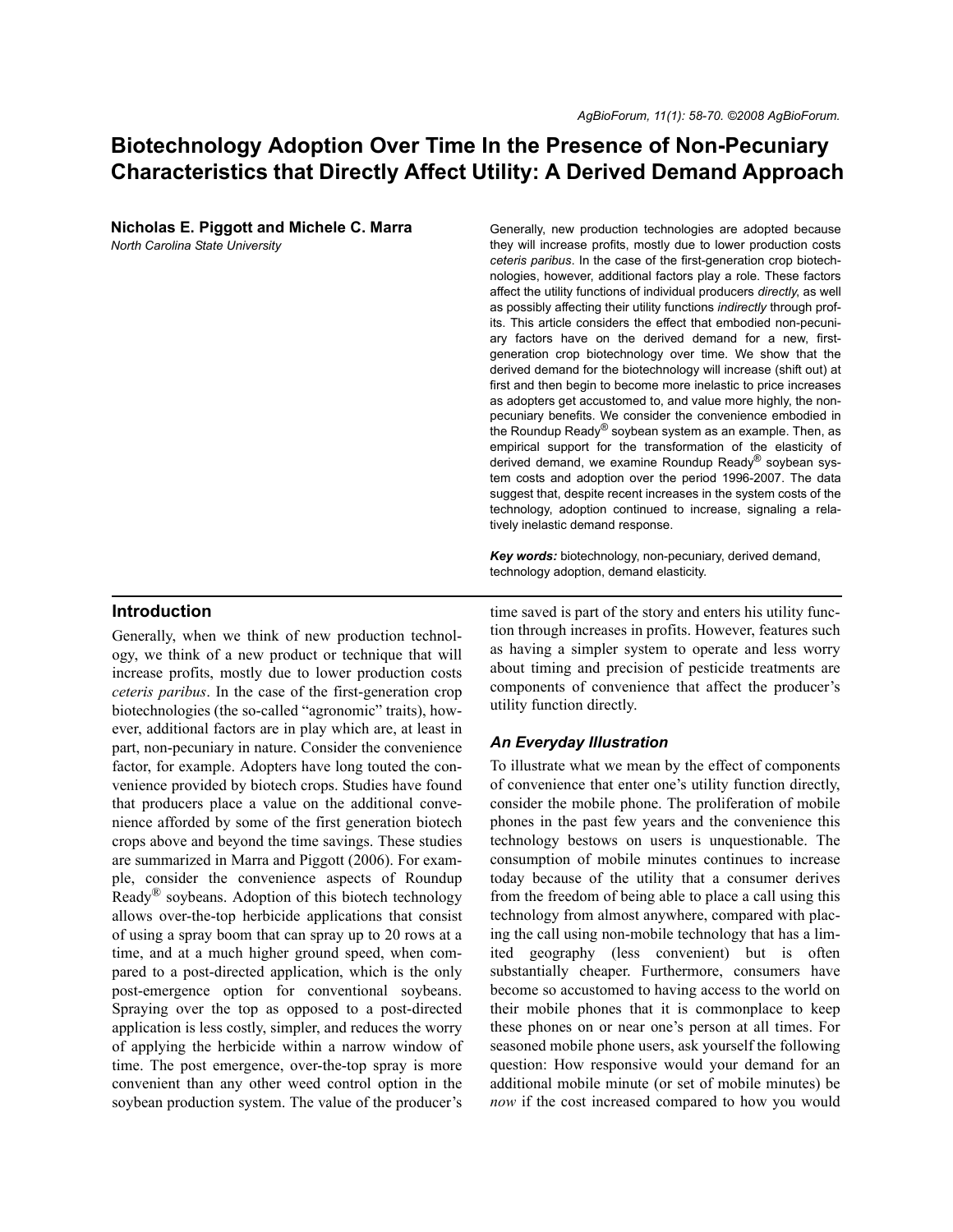# Biotechnology Adoption Over Time In the Presence of Non-Pecuniary Characteristics that Directly Affect Utility: A Derived Demand Approach

**Nicholas E. Piggott and Michele C. Marra**
*North Carolina State University*

Generally, new production technologies are adopted because they will increase profits, mostly due to lower production costs *ceteris paribus*. In the case of the first-generation crop biotechnologies, however, additional factors play a role. These factors affect the utility functions of individual producers *directly*, as well as possibly affecting their utility functions *indirectly* through profits. This article considers the effect that embodied non-pecuniary factors have on the derived demand for a new, first-generation crop biotechnology over time. We show that the derived demand for the biotechnology will increase (shift out) at first and then begin to become more inelastic to price increases as adopters get accustomed to, and value more highly, the non-pecuniary benefits. We consider the convenience embodied in the Roundup Ready® soybean system as an example. Then, as empirical support for the transformation of the elasticity of derived demand, we examine Roundup Ready® soybean system costs and adoption over the period 1996-2007. The data suggest that, despite recent increases in the system costs of the technology, adoption continued to increase, signaling a relatively inelastic demand response.

***Key words:*** biotechnology, non-pecuniary, derived demand, technology adoption, demand elasticity.

## Introduction

Generally, when we think of new production technology, we think of a new product or technique that will increase profits, mostly due to lower production costs *ceteris paribus*. In the case of the first-generation crop biotechnologies (the so-called "agronomic" traits), however, additional factors are in play which are, at least in part, non-pecuniary in nature. Consider the convenience factor, for example. Adopters have long touted the convenience provided by biotech crops. Studies have found that producers place a value on the additional convenience afforded by some of the first generation biotech crops above and beyond the time savings. These studies are summarized in Marra and Piggott (2006). For example, consider the convenience aspects of Roundup Ready® soybeans. Adoption of this biotech technology allows over-the-top herbicide applications that consist of using a spray boom that can spray up to 20 rows at a time, and at a much higher ground speed, when compared to a post-directed application, which is the only post-emergence option for conventional soybeans. Spraying over the top as opposed to a post-directed application is less costly, simpler, and reduces the worry of applying the herbicide within a narrow window of time. The post emergence, over-the-top spray is more convenient than any other weed control option in the soybean production system. The value of the producer's time saved is part of the story and enters his utility function through increases in profits. However, features such as having a simpler system to operate and less worry about timing and precision of pesticide treatments are components of convenience that affect the producer's utility function directly.

### *An Everyday Illustration*

To illustrate what we mean by the effect of components of convenience that enter one's utility function directly, consider the mobile phone. The proliferation of mobile phones in the past few years and the convenience this technology bestows on users is unquestionable. The consumption of mobile minutes continues to increase today because of the utility that a consumer derives from the freedom of being able to place a call using this technology from almost anywhere, compared with placing the call using non-mobile technology that has a limited geography (less convenient) but is often substantially cheaper. Furthermore, consumers have become so accustomed to having access to the world on their mobile phones that it is commonplace to keep these phones on or near one's person at all times. For seasoned mobile phone users, ask yourself the following question: How responsive would your demand for an additional mobile minute (or set of mobile minutes) be *now* if the cost increased compared to how you would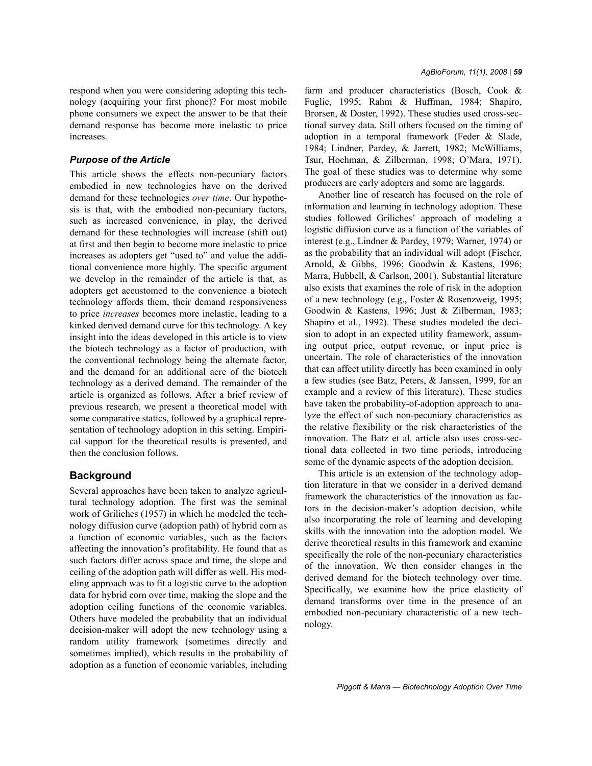respond when you were considering adopting this technology (acquiring your first phone)? For most mobile phone consumers we expect the answer to be that their demand response has become more inelastic to price increases.

### *Purpose of the Article*

This article shows the effects non-pecuniary factors embodied in new technologies have on the derived demand for these technologies *over time*. Our hypothesis is that, with the embodied non-pecuniary factors, such as increased convenience, in play, the derived demand for these technologies will increase (shift out) at first and then begin to become more inelastic to price increases as adopters get "used to" and value the additional convenience more highly. The specific argument we develop in the remainder of the article is that, as adopters get accustomed to the convenience a biotech technology affords them, their demand responsiveness to price *increases* becomes more inelastic, leading to a kinked derived demand curve for this technology. A key insight into the ideas developed in this article is to view the biotech technology as a factor of production, with the conventional technology being the alternate factor, and the demand for an additional acre of the biotech technology as a derived demand. The remainder of the article is organized as follows. After a brief review of previous research, we present a theoretical model with some comparative statics, followed by a graphical representation of technology adoption in this setting. Empirical support for the theoretical results is presented, and then the conclusion follows.

## Background

Several approaches have been taken to analyze agricultural technology adoption. The first was the seminal work of Griliches (1957) in which he modeled the technology diffusion curve (adoption path) of hybrid corn as a function of economic variables, such as the factors affecting the innovation's profitability. He found that as such factors differ across space and time, the slope and ceiling of the adoption path will differ as well. His modeling approach was to fit a logistic curve to the adoption data for hybrid corn over time, making the slope and the adoption ceiling functions of the economic variables. Others have modeled the probability that an individual decision-maker will adopt the new technology using a random utility framework (sometimes directly and sometimes implied), which results in the probability of adoption as a function of economic variables, including farm and producer characteristics (Bosch, Cook & Fuglie, 1995; Rahm & Huffman, 1984; Shapiro, Brorsen, & Doster, 1992). These studies used cross-sectional survey data. Still others focused on the timing of adoption in a temporal framework (Feder & Slade, 1984; Lindner, Pardey, & Jarrett, 1982; McWilliams, Tsur, Hochman, & Zilberman, 1998; O'Mara, 1971). The goal of these studies was to determine why some producers are early adopters and some are laggards.

Another line of research has focused on the role of information and learning in technology adoption. These studies followed Griliches' approach of modeling a logistic diffusion curve as a function of the variables of interest (e.g., Lindner & Pardey, 1979; Warner, 1974) or as the probability that an individual will adopt (Fischer, Arnold, & Gibbs, 1996; Goodwin & Kastens, 1996; Marra, Hubbell, & Carlson, 2001). Substantial literature also exists that examines the role of risk in the adoption of a new technology (e.g., Foster & Rosenzweig, 1995; Goodwin & Kastens, 1996; Just & Zilberman, 1983; Shapiro et al., 1992). These studies modeled the decision to adopt in an expected utility framework, assuming output price, output revenue, or input price is uncertain. The role of characteristics of the innovation that can affect utility directly has been examined in only a few studies (see Batz, Peters, & Janssen, 1999, for an example and a review of this literature). These studies have taken the probability-of-adoption approach to analyze the effect of such non-pecuniary characteristics as the relative flexibility or the risk characteristics of the innovation. The Batz et al. article also uses cross-sectional data collected in two time periods, introducing some of the dynamic aspects of the adoption decision.

This article is an extension of the technology adoption literature in that we consider in a derived demand framework the characteristics of the innovation as factors in the decision-maker's adoption decision, while also incorporating the role of learning and developing skills with the innovation into the adoption model. We derive theoretical results in this framework and examine specifically the role of the non-pecuniary characteristics of the innovation. We then consider changes in the derived demand for the biotech technology over time. Specifically, we examine how the price elasticity of demand transforms over time in the presence of an embodied non-pecuniary characteristic of a new technology.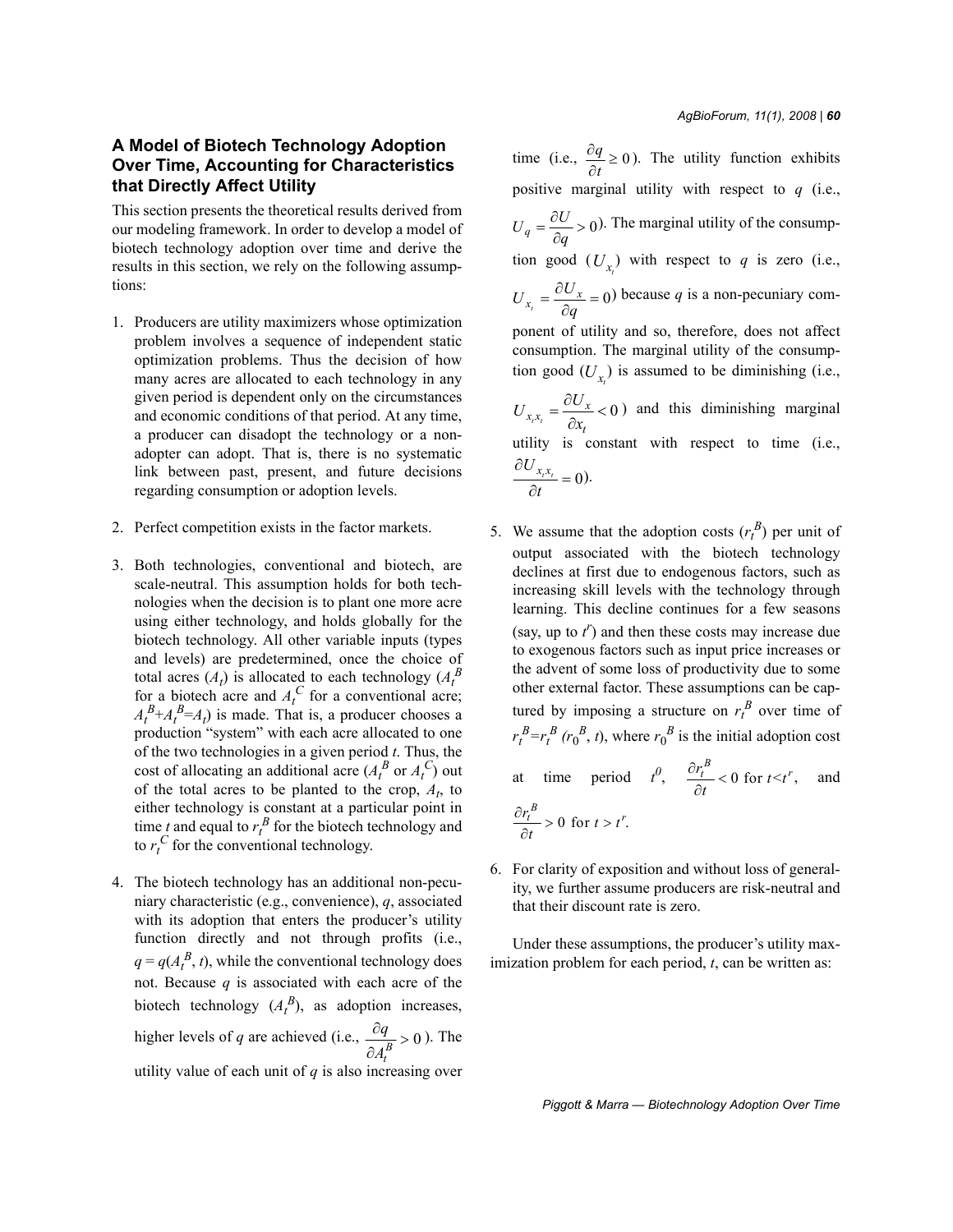## A Model of Biotech Technology Adoption Over Time, Accounting for Characteristics that Directly Affect Utility

This section presents the theoretical results derived from our modeling framework. In order to develop a model of biotech technology adoption over time and derive the results in this section, we rely on the following assumptions:

1. Producers are utility maximizers whose optimization problem involves a sequence of independent static optimization problems. Thus the decision of how many acres are allocated to each technology in any given period is dependent only on the circumstances and economic conditions of that period. At any time, a producer can disadopt the technology or a non-adopter can adopt. That is, there is no systematic link between past, present, and future decisions regarding consumption or adoption levels.

2. Perfect competition exists in the factor markets.

3. Both technologies, conventional and biotech, are scale-neutral. This assumption holds for both technologies when the decision is to plant one more acre using either technology, and holds globally for the biotech technology. All other variable inputs (types and levels) are predetermined, once the choice of total acres ($A_t$) is allocated to each technology ($A_t^B$ for a biotech acre and $A_t^C$ for a conventional acre; $A_t^B$+$A_t^B$=$A_t$) is made. That is, a producer chooses a production "system" with each acre allocated to one of the two technologies in a given period $t$. Thus, the cost of allocating an additional acre ($A_t^B$ or $A_t^C$) out of the total acres to be planted to the crop, $A_t$, to either technology is constant at a particular point in time $t$ and equal to $r_t^B$ for the biotech technology and to $r_t^C$ for the conventional technology.

4. The biotech technology has an additional non-pecuniary characteristic (e.g., convenience), $q$, associated with its adoption that enters the producer's utility function directly and not through profits (i.e., $q = q(A_t^B, t)$, while the conventional technology does not. Because $q$ is associated with each acre of the biotech technology ($A_t^B$), as adoption increases, higher levels of $q$ are achieved (i.e., $\frac{\partial q}{\partial A_t^B} > 0$ ). The utility value of each unit of $q$ is also increasing over time (i.e., $\frac{\partial q}{\partial t} \geq 0$ ). The utility function exhibits positive marginal utility with respect to $q$ (i.e., $U_q = \frac{\partial U}{\partial q} > 0$). The marginal utility of the consumption good ($U_{x_t}$) with respect to $q$ is zero (i.e., $U_{x_t} = \frac{\partial U_x}{\partial q} = 0$) because $q$ is a non-pecuniary component of utility and so, therefore, does not affect consumption. The marginal utility of the consumption good ($U_{x_t}$) is assumed to be diminishing (i.e., $U_{x_t x_t} = \frac{\partial U_x}{\partial x_t} < 0$ ) and this diminishing marginal utility is constant with respect to time (i.e., $\frac{\partial U_{x_t x_t}}{\partial t} = 0$).

5. We assume that the adoption costs ($r_t^B$) per unit of output associated with the biotech technology declines at first due to endogenous factors, such as increasing skill levels with the technology through learning. This decline continues for a few seasons (say, up to $t^r$) and then these costs may increase due to exogenous factors such as input price increases or the advent of some loss of productivity due to some other external factor. These assumptions can be captured by imposing a structure on $r_t^B$ over time of $r_t^B$=$r_t^B$ $(r_0^B, t)$, where $r_0^B$ is the initial adoption cost at time period $t^0$, $\frac{\partial r_t^B}{\partial t} < 0$ for $t<t^r$, and $\frac{\partial r_t^B}{\partial t} > 0$ for $t > t^r$.

6. For clarity of exposition and without loss of generality, we further assume producers are risk-neutral and that their discount rate is zero.

Under these assumptions, the producer's utility maximization problem for each period, $t$, can be written as: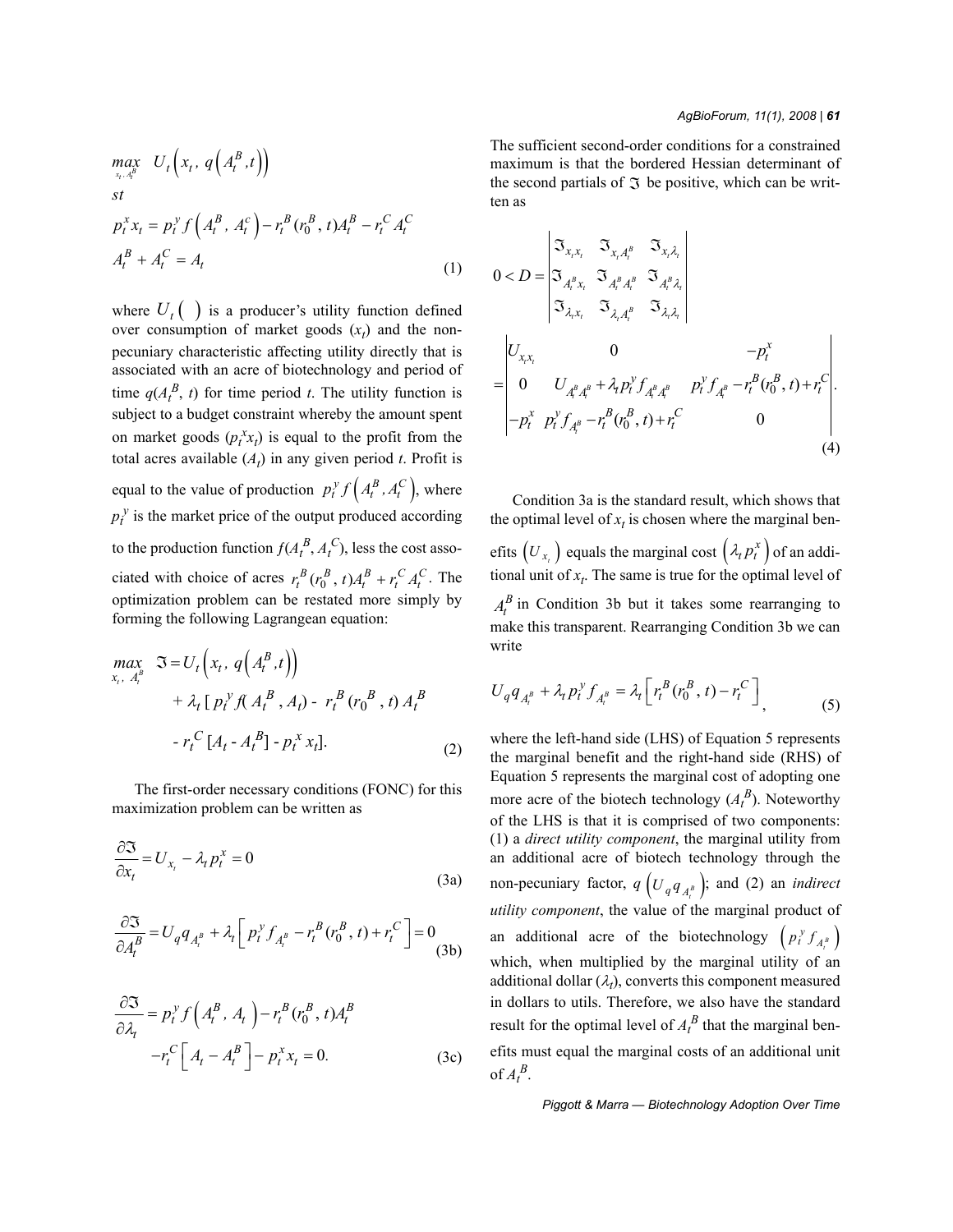$$\max_{x_t,\,A_t^B} \quad U_t\left(x_t,\, q\left(A_t^B, t\right)\right)$$

$$st$$

$$p_t^x x_t = p_t^y f\left(A_t^B,\, A_t^c\right) - r_t^B(r_0^B,\, t)A_t^B - r_t^C A_t^C$$

$$A_t^B + A_t^C = A_t \tag{1}$$

where $U_t(\ )$ is a producer's utility function defined over consumption of market goods ($x_t$) and the non-pecuniary characteristic affecting utility directly that is associated with an acre of biotechnology and period of time $q(A_t^B, t)$ for time period $t$. The utility function is subject to a budget constraint whereby the amount spent on market goods ($p_t^x x_t$) is equal to the profit from the total acres available ($A_t$) in any given period $t$. Profit is equal to the value of production $p_t^y f\left(A_t^B, A_t^C\right)$, where $p_t^y$ is the market price of the output produced according to the production function $f(A_t^B, A_t^C)$, less the cost associated with choice of acres $r_t^B(r_0^B, t)A_t^B + r_t^C A_t^C$. The optimization problem can be restated more simply by forming the following Lagrangean equation:

$$\max_{x_t,\,A_t^B} \quad \Im = U_t\left(x_t,\, q\left(A_t^B, t\right)\right) + \lambda_t\left[p_t^y f(A_t^B, A_t) - r_t^B(r_0^B, t)A_t^B - r_t^C[A_t - A_t^B] - p_t^x x_t\right]. \tag{2}$$

The first-order necessary conditions (FONC) for this maximization problem can be written as

$$\frac{\partial \Im}{\partial x_t} = U_{x_t} - \lambda_t p_t^x = 0 \tag{3a}$$

$$\frac{\partial \Im}{\partial A_t^B} = U_q q_{A_t^B} + \lambda_t\left[p_t^y f_{A_t^B} - r_t^B(r_0^B, t) + r_t^C\right] = 0 \tag{3b}$$

$$\frac{\partial \Im}{\partial \lambda_t} = p_t^y f\left(A_t^B,\, A_t\right) - r_t^B(r_0^B, t)A_t^B - r_t^C\left[A_t - A_t^B\right] - p_t^x x_t = 0. \tag{3c}$$

The sufficient second-order conditions for a constrained maximum is that the bordered Hessian determinant of the second partials of $\Im$ be positive, which can be written as

$$0 < D = \begin{vmatrix} \Im_{x_t x_t} & \Im_{x_t A_t^B} & \Im_{x_t \lambda_t} \\ \Im_{A_t^B x_t} & \Im_{A_t^B A_t^B} & \Im_{A_t^B \lambda_t} \\ \Im_{\lambda_t x_t} & \Im_{\lambda_t A_t^B} & \Im_{\lambda_t \lambda_t} \end{vmatrix}$$

$$= \begin{vmatrix} U_{x_t x_t} & 0 & -p_t^x \\ 0 & U_{A_t^B A_t^B} + \lambda_t p_t^y f_{A_t^B A_t^B} & p_t^y f_{A_t^B} - r_t^B(r_0^B, t) + r_t^C \\ -p_t^x & p_t^y f_{A_t^B} - r_t^B(r_0^B, t) + r_t^C & 0 \end{vmatrix}. \tag{4}$$

Condition 3a is the standard result, which shows that the optimal level of $x_t$ is chosen where the marginal benefits $\left(U_{x_t}\right)$ equals the marginal cost $\left(\lambda_t p_t^x\right)$ of an additional unit of $x_t$. The same is true for the optimal level of $A_t^B$ in Condition 3b but it takes some rearranging to make this transparent. Rearranging Condition 3b we can write

$$U_q q_{A_t^B} + \lambda_t p_t^y f_{A_t^B} = \lambda_t\left[r_t^B(r_0^B, t) - r_t^C\right], \tag{5}$$

where the left-hand side (LHS) of Equation 5 represents the marginal benefit and the right-hand side (RHS) of Equation 5 represents the marginal cost of adopting one more acre of the biotech technology ($A_t^B$). Noteworthy of the LHS is that it is comprised of two components: (1) a *direct utility component*, the marginal utility from an additional acre of biotech technology through the non-pecuniary factor, $q$ $\left(U_q q_{A_t^B}\right)$; and (2) an *indirect utility component*, the value of the marginal product of an additional acre of the biotechnology $\left(p_t^y f_{A_t^B}\right)$ which, when multiplied by the marginal utility of an additional dollar ($\lambda_t$), converts this component measured in dollars to utils. Therefore, we also have the standard result for the optimal level of $A_t^B$ that the marginal benefits must equal the marginal costs of an additional unit of $A_t^B$.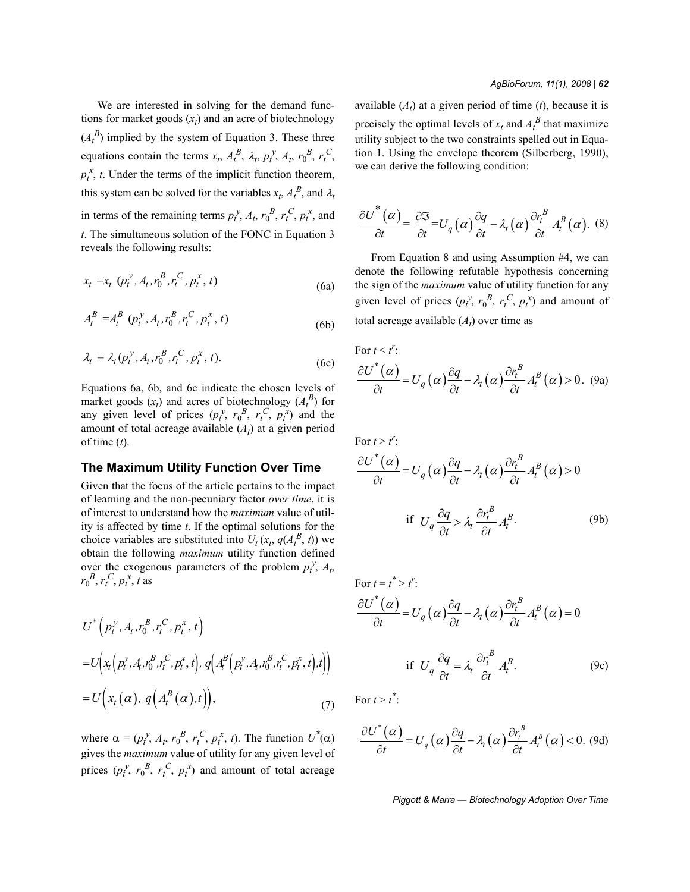We are interested in solving for the demand functions for market goods ($x_t$) and an acre of biotechnology ($A_t^B$) implied by the system of Equation 3. These three equations contain the terms $x_t$, $A_t^B$, $\lambda_t$, $p_t^y$, $A_t$, $r_0^B$, $r_t^C$, $p_t^x$, $t$. Under the terms of the implicit function theorem, this system can be solved for the variables $x_t$, $A_t^B$, and $\lambda_t$ in terms of the remaining terms $p_t^y$, $A_t$, $r_0^B$, $r_t^C$, $p_t^x$, and $t$. The simultaneous solution of the FONC in Equation 3 reveals the following results:

$$x_t = x_t \left(p_t^y, A_t, r_0^B, r_t^C, p_t^x, t\right) \tag{6a}$$

$$A_t^B = A_t^B \left(p_t^y, A_t, r_0^B, r_t^C, p_t^x, t\right) \tag{6b}$$

$$\lambda_t = \lambda_t \left(p_t^y, A_t, r_0^B, r_t^C, p_t^x, t\right). \tag{6c}$$

Equations 6a, 6b, and 6c indicate the chosen levels of market goods ($x_t$) and acres of biotechnology ($A_t^B$) for any given level of prices ($p_t^y$, $r_0^B$, $r_t^C$, $p_t^x$) and the amount of total acreage available ($A_t$) at a given period of time ($t$).

## The Maximum Utility Function Over Time

Given that the focus of the article pertains to the impact of learning and the non-pecuniary factor *over time*, it is of interest to understand how the *maximum* value of utility is affected by time $t$. If the optimal solutions for the choice variables are substituted into $U_t(x_t, q(A_t^B, t))$ we obtain the following *maximum* utility function defined over the exogenous parameters of the problem $p_t^y$, $A_t$, $r_0^B$, $r_t^C$, $p_t^x$, $t$ as

$$\begin{aligned} & U^*\left(p_t^y, A_t, r_0^B, r_t^C, p_t^x, t\right) \\ & = U\left(x_t\left(p_t^y, A_t, r_0^B, r_t^C, p_t^x, t\right), q\left(A_t^B\left(p_t^y, A_t, r_0^B, r_t^C, p_t^x, t\right), t\right)\right) \\ & = U\left(x_t(\alpha), q\left(A_t^B(\alpha), t\right)\right), \end{aligned} \tag{7}$$

where $\alpha = (p_t^y, A_t, r_0^B, r_t^C, p_t^x, t)$. The function $U^*(\alpha)$ gives the *maximum* value of utility for any given level of prices ($p_t^y$, $r_0^B$, $r_t^C$, $p_t^x$) and amount of total acreage available ($A_t$) at a given period of time ($t$), because it is precisely the optimal levels of $x_t$ and $A_t^B$ that maximize utility subject to the two constraints spelled out in Equation 1. Using the envelope theorem (Silberberg, 1990), we can derive the following condition:

$$\frac{\partial U^*(\alpha)}{\partial t} = \frac{\partial \Im}{\partial t} = U_q(\alpha)\frac{\partial q}{\partial t} - \lambda_t(\alpha)\frac{\partial r_t^B}{\partial t} A_t^B(\alpha). \tag{8}$$

From Equation 8 and using Assumption #4, we can denote the following refutable hypothesis concerning the sign of the *maximum* value of utility function for any given level of prices ($p_t^y$, $r_0^B$, $r_t^C$, $p_t^x$) and amount of total acreage available ($A_t$) over time as

For $t < t^r$:

$$\frac{\partial U^*(\alpha)}{\partial t} = U_q(\alpha)\frac{\partial q}{\partial t} - \lambda_t(\alpha)\frac{\partial r_t^B}{\partial t} A_t^B(\alpha) > 0. \tag{9a}$$

For $t > t^r$:

$$\frac{\partial U^*(\alpha)}{\partial t} = U_q(\alpha)\frac{\partial q}{\partial t} - \lambda_t(\alpha)\frac{\partial r_t^B}{\partial t} A_t^B(\alpha) > 0$$

$$\text{if } U_q \frac{\partial q}{\partial t} > \lambda_t \frac{\partial r_t^B}{\partial t} A_t^B. \tag{9b}$$

For $t = t^* > t^r$:

$$\frac{\partial U^*(\alpha)}{\partial t} = U_q(\alpha)\frac{\partial q}{\partial t} - \lambda_t(\alpha)\frac{\partial r_t^B}{\partial t} A_t^B(\alpha) = 0$$

$$\text{if } U_q \frac{\partial q}{\partial t} = \lambda_t \frac{\partial r_t^B}{\partial t} A_t^B. \tag{9c}$$

For $t > t^*$:

$$\frac{\partial U^*(\alpha)}{\partial t} = U_q(\alpha)\frac{\partial q}{\partial t} - \lambda_t(\alpha)\frac{\partial r_t^B}{\partial t} A_t^B(\alpha) < 0. \tag{9d}$$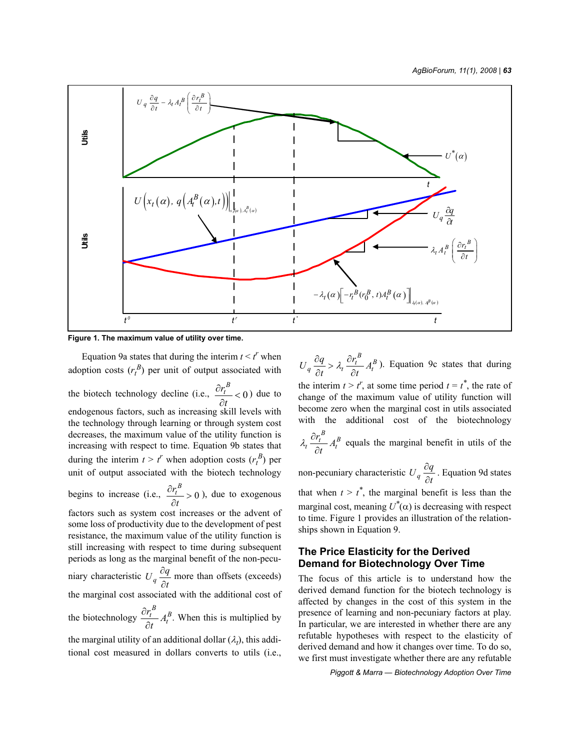Figure 1. The maximum value of utility over time.

Equation 9a states that during the interim $t < t^r$ when adoption costs ($r_t^B$) per unit of output associated with the biotech technology decline (i.e., $\frac{\partial r_t^B}{\partial t} < 0$) due to endogenous factors, such as increasing skill levels with the technology through learning or through system cost decreases, the maximum value of the utility function is increasing with respect to time. Equation 9b states that during the interim $t > t^r$ when adoption costs ($r_t^B$) per unit of output associated with the biotech technology begins to increase (i.e., $\frac{\partial r_t^B}{\partial t} > 0$), due to exogenous factors such as system cost increases or the advent of some loss of productivity due to the development of pest resistance, the maximum value of the utility function is still increasing with respect to time during subsequent periods as long as the marginal benefit of the non-pecuniary characteristic $U_q \frac{\partial q}{\partial t}$ more than offsets (exceeds) the marginal cost associated with the additional cost of the biotechnology $\frac{\partial r_t^B}{\partial t} A_t^B$. When this is multiplied by the marginal utility of an additional dollar ($\lambda_t$), this additional cost measured in dollars converts to utils (i.e., $U_q \frac{\partial q}{\partial t} > \lambda_t \frac{\partial r_t^B}{\partial t} A_t^B$). Equation 9c states that during the interim $t > t^r$, at some time period $t = t^*$, the rate of change of the maximum value of utility function will become zero when the marginal cost in utils associated with the additional cost of the biotechnology $\lambda_t \frac{\partial r_t^B}{\partial t} A_t^B$ equals the marginal benefit in utils of the non-pecuniary characteristic $U_q \frac{\partial q}{\partial t}$. Equation 9d states that when $t > t^*$, the marginal benefit is less than the marginal cost, meaning $U^*(\alpha)$ is decreasing with respect to time. Figure 1 provides an illustration of the relationships shown in Equation 9.

## The Price Elasticity for the Derived Demand for Biotechnology Over Time

The focus of this article is to understand how the derived demand function for the biotech technology is affected by changes in the cost of this system in the presence of learning and non-pecuniary factors at play. In particular, we are interested in whether there are any refutable hypotheses with respect to the elasticity of derived demand and how it changes over time. To do so, we first must investigate whether there are any refutable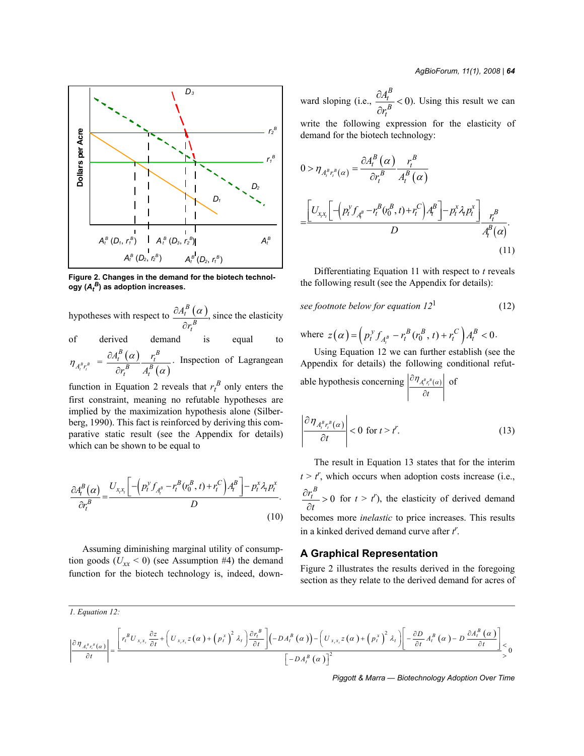Figure 2. Changes in the demand for the biotech technology ($A_t^B$) as adoption increases.

hypotheses with respect to $\frac{\partial A_t^B(\alpha)}{\partial r_t^B}$, since the elasticity of derived demand is equal to $\eta_{A_t^B r_t^B} = \frac{\partial A_t^B(\alpha)}{\partial r_t^B}\frac{r_t^B}{A_t^B(\alpha)}$. Inspection of Lagrangean function in Equation 2 reveals that $r_t^B$ only enters the first constraint, meaning no refutable hypotheses are implied by the maximization hypothesis alone (Silberberg, 1990). This fact is reinforced by deriving this comparative static result (see the Appendix for details) which can be shown to be equal to

$$\frac{\partial A_t^B(\alpha)}{\partial r_t^B} = \frac{U_{x_t x_t}\left[-\left(p_t^y f_{A_t^B} - r_t^B(r_0^B, t) + r_t^C\right)A_t^B\right] - p_t^x \lambda_t p_t^x}{D}. \tag{10}$$

Assuming diminishing marginal utility of consumption goods ($U_{xx} < 0$) (see Assumption #4) the demand function for the biotech technology is, indeed, downward sloping (i.e., $\frac{\partial A_t^B}{\partial r_t^B} < 0$). Using this result we can write the following expression for the elasticity of demand for the biotech technology:

$$0 > \eta_{A_t^B r_t^B(\alpha)} = \frac{\partial A_t^B(\alpha)}{\partial r_t^B}\frac{r_t^B}{A_t^B(\alpha)}$$

$$= \frac{\left[U_{x_t x_t}\left[-\left(p_t^y f_{A_t^B} - r_t^B(r_0^B, t) + r_t^C\right)A_t^B\right] - p_t^x \lambda_t p_t^x\right]}{D}\frac{r_t^B}{A_t^B(\alpha)}. \tag{11}$$

Differentiating Equation 11 with respect to $t$ reveals the following result (see the Appendix for details):

*see footnote below for equation 12*[1] (12)

where $z(\alpha) = \left(p_t^y f_{A_t^B} - r_t^B(r_0^B, t) + r_t^C\right)A_t^B < 0$.

Using Equation 12 we can further establish (see the Appendix for details) the following conditional refutable hypothesis concerning $\left|\frac{\partial \eta_{A_t^B r_t^B(\alpha)}}{\partial t}\right|$ of

$$\left|\frac{\partial \eta_{A_t^B r_t^B(\alpha)}}{\partial t}\right| < 0 \text{ for } t > t^r. \tag{13}$$

The result in Equation 13 states that for the interim $t > t^r$, which occurs when adoption costs increase (i.e., $\frac{\partial r_t^B}{\partial t} > 0$ for $t > t^r$), the elasticity of derived demand becomes more *inelastic* to price increases. This results in a kinked derived demand curve after $t^r$.

## A Graphical Representation

Figure 2 illustrates the results derived in the foregoing section as they relate to the derived demand for acres of

---

1. *Equation 12:*

$$\left|\frac{\partial \eta_{A_t^B r_t^B(\alpha)}}{\partial t}\right| = \frac{\left[r_t^B U_{x_t x_t}\frac{\partial z}{\partial t} + \left(U_{x_t x_t} z(\alpha) + \left(p_t^x\right)^2 \lambda_t\right)\frac{\partial r_t^B}{\partial t}\right]\left(-DA_t^B(\alpha)\right) - \left(U_{x_t x_t} z(\alpha) + \left(p_t^x\right)^2 \lambda_t\right)\left[-\frac{\partial D}{\partial t}A_t^B(\alpha) - D\frac{\partial A_t^B(\alpha)}{\partial t}\right]}{\left[-DA_t^B(\alpha)\right]^2} \lessgtr 0$$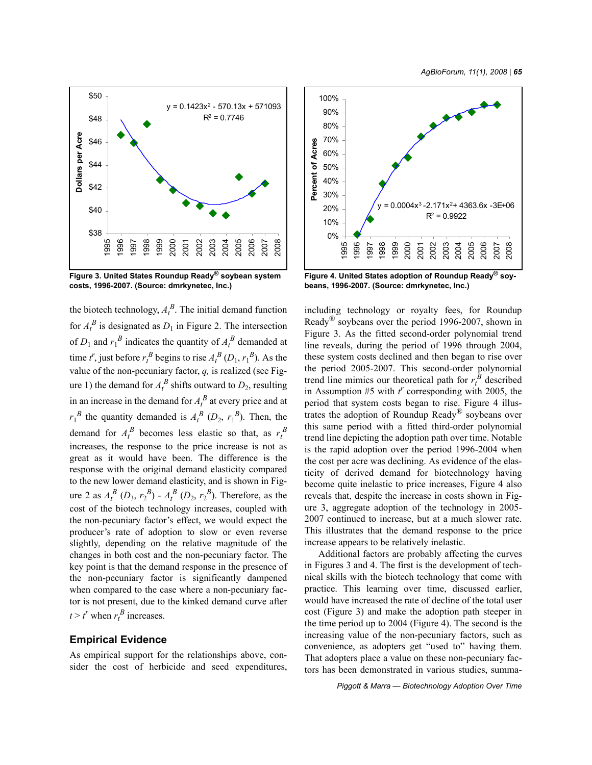Figure 3. United States Roundup Ready® soybean system costs, 1996-2007. (Source: dmrkynetec, Inc.)

Figure 4. United States adoption of Roundup Ready® soybeans, 1996-2007. (Source: dmrkynetec, Inc.)

the biotech technology, $A_t^B$. The initial demand function for $A_t^B$ is designated as $D_1$ in Figure 2. The intersection of $D_1$ and $r_1^B$ indicates the quantity of $A_t^B$ demanded at time $t'$, just before $r_t^B$ begins to rise $A_t^B$ ($D_1$, $r_1^B$). As the value of the non-pecuniary factor, $q$, is realized (see Figure 1) the demand for $A_t^B$ shifts outward to $D_2$, resulting in an increase in the demand for $A_t^B$ at every price and at $r_1^B$ the quantity demanded is $A_t^B$ ($D_2$, $r_1^B$). Then, the demand for $A_t^B$ becomes less elastic so that, as $r_t^B$ increases, the response to the price increase is not as great as it would have been. The difference is the response with the original demand elasticity compared to the new lower demand elasticity, and is shown in Figure 2 as $A_t^B$ ($D_3$, $r_2^B$) - $A_t^B$ ($D_2$, $r_2^B$). Therefore, as the cost of the biotech technology increases, coupled with the non-pecuniary factor's effect, we would expect the producer's rate of adoption to slow or even reverse slightly, depending on the relative magnitude of the changes in both cost and the non-pecuniary factor. The key point is that the demand response in the presence of the non-pecuniary factor is significantly dampened when compared to the case where a non-pecuniary factor is not present, due to the kinked demand curve after $t > t'$ when $r_t^B$ increases.

## Empirical Evidence

As empirical support for the relationships above, consider the cost of herbicide and seed expenditures, including technology or royalty fees, for Roundup Ready® soybeans over the period 1996-2007, shown in Figure 3. As the fitted second-order polynomial trend line reveals, during the period of 1996 through 2004, these system costs declined and then began to rise over the period 2005-2007. This second-order polynomial trend line mimics our theoretical path for $r_t^B$ described in Assumption #5 with $t'$ corresponding with 2005, the period that system costs began to rise. Figure 4 illustrates the adoption of Roundup Ready® soybeans over this same period with a fitted third-order polynomial trend line depicting the adoption path over time. Notable is the rapid adoption over the period 1996-2004 when the cost per acre was declining. As evidence of the elasticity of derived demand for biotechnology having become quite inelastic to price increases, Figure 4 also reveals that, despite the increase in costs shown in Figure 3, aggregate adoption of the technology in 2005-2007 continued to increase, but at a much slower rate. This illustrates that the demand response to the price increase appears to be relatively inelastic.

Additional factors are probably affecting the curves in Figures 3 and 4. The first is the development of technical skills with the biotech technology that come with practice. This learning over time, discussed earlier, would have increased the rate of decline of the total user cost (Figure 3) and make the adoption path steeper in the time period up to 2004 (Figure 4). The second is the increasing value of the non-pecuniary factors, such as convenience, as adopters get "used to" having them. That adopters place a value on these non-pecuniary factors has been demonstrated in various studies, summa-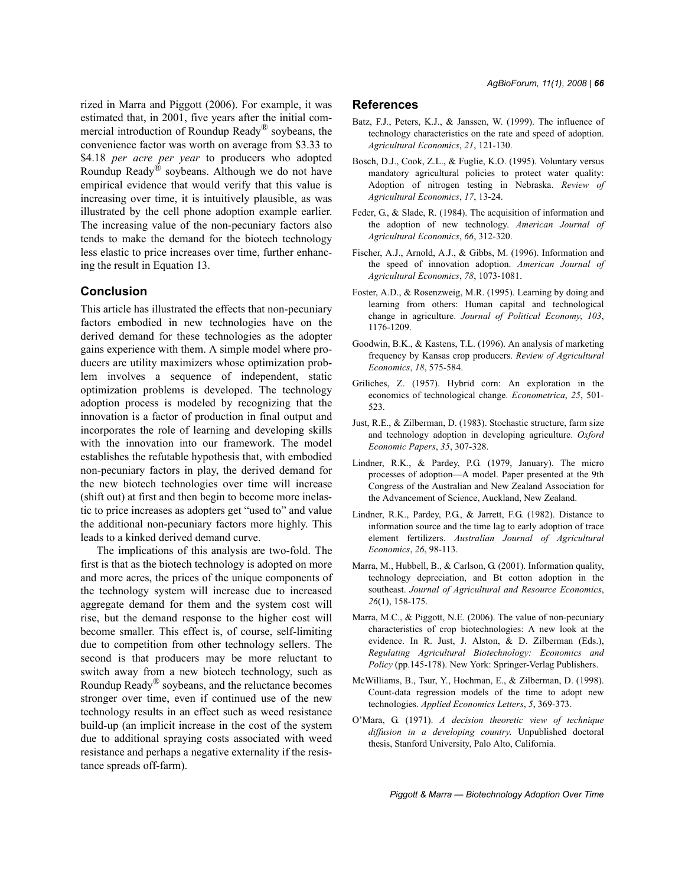rized in Marra and Piggott (2006). For example, it was estimated that, in 2001, five years after the initial commercial introduction of Roundup Ready® soybeans, the convenience factor was worth on average from \$3.33 to \$4.18 *per acre per year* to producers who adopted Roundup Ready® soybeans. Although we do not have empirical evidence that would verify that this value is increasing over time, it is intuitively plausible, as was illustrated by the cell phone adoption example earlier. The increasing value of the non-pecuniary factors also tends to make the demand for the biotech technology less elastic to price increases over time, further enhancing the result in Equation 13.

## Conclusion

This article has illustrated the effects that non-pecuniary factors embodied in new technologies have on the derived demand for these technologies as the adopter gains experience with them. A simple model where producers are utility maximizers whose optimization problem involves a sequence of independent, static optimization problems is developed. The technology adoption process is modeled by recognizing that the innovation is a factor of production in final output and incorporates the role of learning and developing skills with the innovation into our framework. The model establishes the refutable hypothesis that, with embodied non-pecuniary factors in play, the derived demand for the new biotech technologies over time will increase (shift out) at first and then begin to become more inelastic to price increases as adopters get "used to" and value the additional non-pecuniary factors more highly. This leads to a kinked derived demand curve.

The implications of this analysis are two-fold. The first is that as the biotech technology is adopted on more and more acres, the prices of the unique components of the technology system will increase due to increased aggregate demand for them and the system cost will rise, but the demand response to the higher cost will become smaller. This effect is, of course, self-limiting due to competition from other technology sellers. The second is that producers may be more reluctant to switch away from a new biotech technology, such as Roundup Ready® soybeans, and the reluctance becomes stronger over time, even if continued use of the new technology results in an effect such as weed resistance build-up (an implicit increase in the cost of the system due to additional spraying costs associated with weed resistance and perhaps a negative externality if the resistance spreads off-farm).

## References

Batz, F.J., Peters, K.J., & Janssen, W. (1999). The influence of technology characteristics on the rate and speed of adoption. *Agricultural Economics*, *21*, 121-130.

Bosch, D.J., Cook, Z.L., & Fuglie, K.O. (1995). Voluntary versus mandatory agricultural policies to protect water quality: Adoption of nitrogen testing in Nebraska. *Review of Agricultural Economics*, *17*, 13-24.

Feder, G., & Slade, R. (1984). The acquisition of information and the adoption of new technology. *American Journal of Agricultural Economics*, *66*, 312-320.

Fischer, A.J., Arnold, A.J., & Gibbs, M. (1996). Information and the speed of innovation adoption. *American Journal of Agricultural Economics*, *78*, 1073-1081.

Foster, A.D., & Rosenzweig, M.R. (1995). Learning by doing and learning from others: Human capital and technological change in agriculture. *Journal of Political Economy*, *103*, 1176-1209.

Goodwin, B.K., & Kastens, T.L. (1996). An analysis of marketing frequency by Kansas crop producers. *Review of Agricultural Economics*, *18*, 575-584.

Griliches, Z. (1957). Hybrid corn: An exploration in the economics of technological change. *Econometrica*, *25*, 501-523.

Just, R.E., & Zilberman, D. (1983). Stochastic structure, farm size and technology adoption in developing agriculture. *Oxford Economic Papers*, *35*, 307-328.

Lindner, R.K., & Pardey, P.G. (1979, January). The micro processes of adoption—A model. Paper presented at the 9th Congress of the Australian and New Zealand Association for the Advancement of Science, Auckland, New Zealand.

Lindner, R.K., Pardey, P.G., & Jarrett, F.G. (1982). Distance to information source and the time lag to early adoption of trace element fertilizers. *Australian Journal of Agricultural Economics*, *26*, 98-113.

Marra, M., Hubbell, B., & Carlson, G. (2001). Information quality, technology depreciation, and Bt cotton adoption in the southeast. *Journal of Agricultural and Resource Economics*, *26*(1), 158-175.

Marra, M.C., & Piggott, N.E. (2006). The value of non-pecuniary characteristics of crop biotechnologies: A new look at the evidence. In R. Just, J. Alston, & D. Zilberman (Eds.), *Regulating Agricultural Biotechnology: Economics and Policy* (pp.145-178). New York: Springer-Verlag Publishers.

McWilliams, B., Tsur, Y., Hochman, E., & Zilberman, D. (1998). Count-data regression models of the time to adopt new technologies. *Applied Economics Letters*, *5*, 369-373.

O'Mara, G. (1971). *A decision theoretic view of technique diffusion in a developing country.* Unpublished doctoral thesis, Stanford University, Palo Alto, California.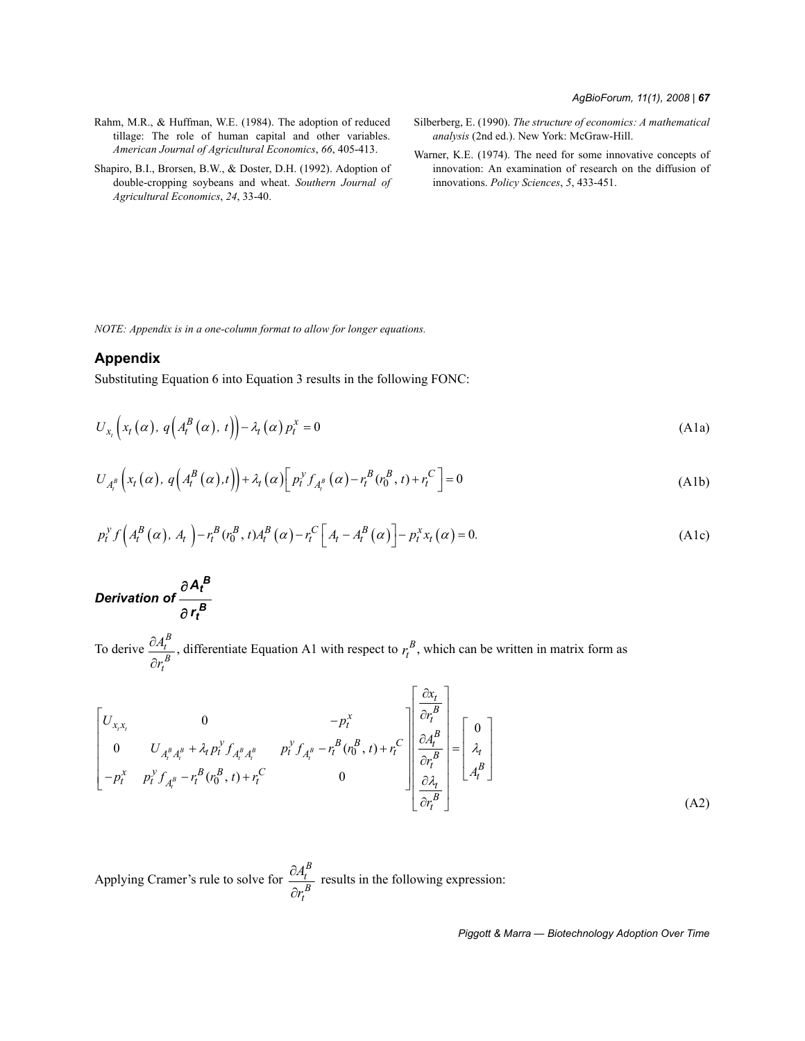Rahm, M.R., & Huffman, W.E. (1984). The adoption of reduced tillage: The role of human capital and other variables. *American Journal of Agricultural Economics*, *66*, 405-413.

Shapiro, B.I., Brorsen, B.W., & Doster, D.H. (1992). Adoption of double-cropping soybeans and wheat. *Southern Journal of Agricultural Economics*, *24*, 33-40.

Silberberg, E. (1990). *The structure of economics: A mathematical analysis* (2nd ed.). New York: McGraw-Hill.

Warner, K.E. (1974). The need for some innovative concepts of innovation: An examination of research on the diffusion of innovations. *Policy Sciences*, *5*, 433-451.

*NOTE: Appendix is in a one-column format to allow for longer equations.*

## Appendix

Substituting Equation 6 into Equation 3 results in the following FONC:

$$U_{x_t}\left(x_t(\alpha),\, q\left(A_t^B(\alpha),\, t\right)\right) - \lambda_t(\alpha)\, p_t^x = 0 \tag{A1a}$$

$$U_{A_t^B}\left(x_t(\alpha),\, q\left(A_t^B(\alpha), t\right)\right) + \lambda_t(\alpha)\left[p_t^y f_{A_t^B}(\alpha) - r_t^B(r_0^B, t) + r_t^C\right] = 0 \tag{A1b}$$

$$p_t^y f\left(A_t^B(\alpha),\, A_t\right) - r_t^B(r_0^B, t)A_t^B(\alpha) - r_t^C\left[A_t - A_t^B(\alpha)\right] - p_t^x x_t(\alpha) = 0. \tag{A1c}$$

### *Derivation of* $\frac{\partial A_t^B}{\partial r_t^B}$

To derive $\frac{\partial A_t^B}{\partial r_t^B}$, differentiate Equation A1 with respect to $r_t^B$, which can be written in matrix form as

$$\begin{bmatrix} U_{x_t x_t} & 0 & -p_t^x \\ 0 & U_{A_t^B A_t^B} + \lambda_t p_t^y f_{A_t^B A_t^B} & p_t^y f_{A_t^B} - r_t^B(r_0^B, t) + r_t^C \\ -p_t^x & p_t^y f_{A_t^B} - r_t^B(r_0^B, t) + r_t^C & 0 \end{bmatrix} \begin{bmatrix} \frac{\partial x_t}{\partial r_t^B} \\ \frac{\partial A_t^B}{\partial r_t^B} \\ \frac{\partial \lambda_t}{\partial r_t^B} \end{bmatrix} = \begin{bmatrix} 0 \\ \lambda_t \\ A_t^B \end{bmatrix} \tag{A2}$$

Applying Cramer's rule to solve for $\frac{\partial A_t^B}{\partial r_t^B}$ results in the following expression: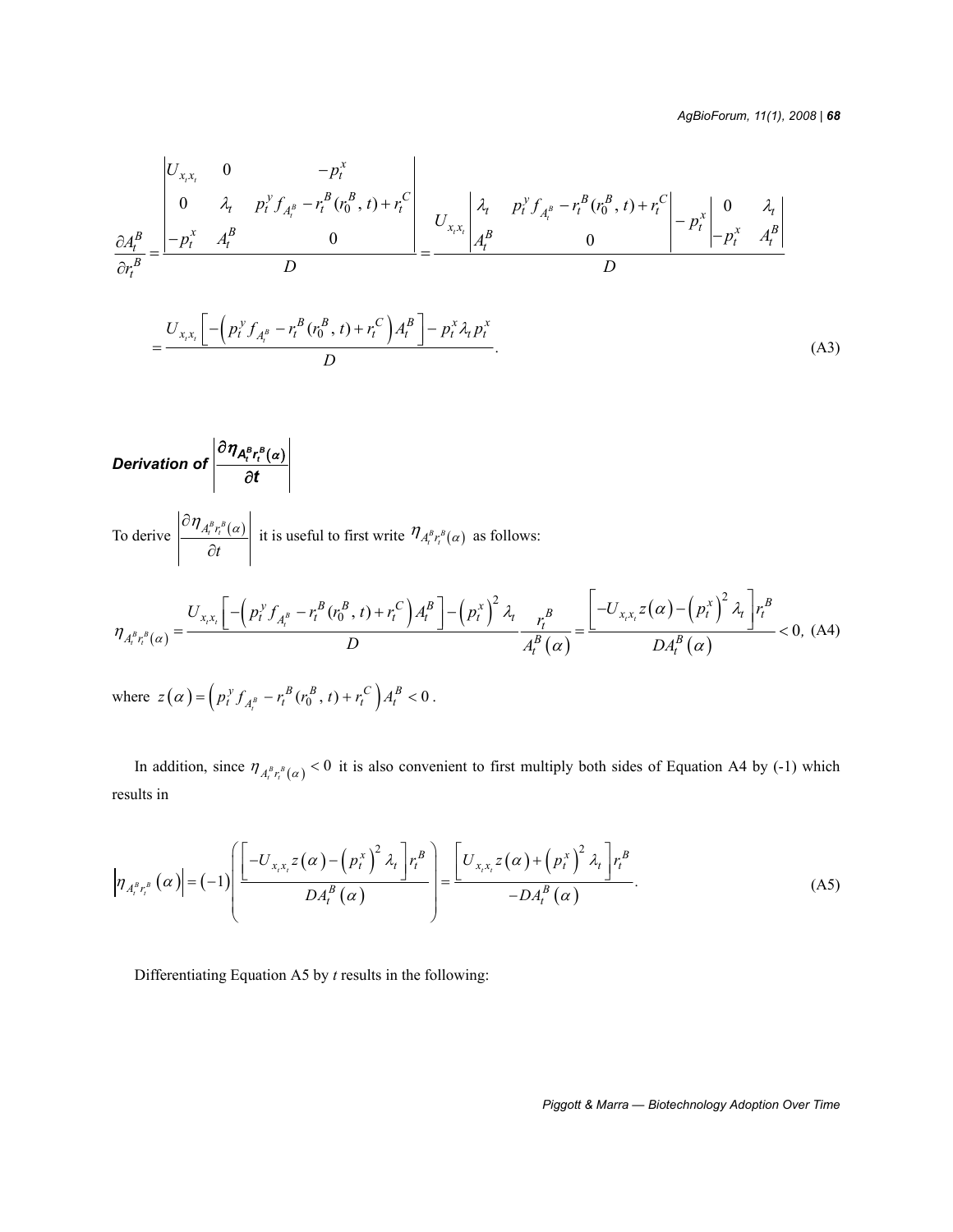$$\frac{\partial A_t^B}{\partial r_t^B} = \frac{\begin{vmatrix} U_{x_t x_t} & 0 & -p_t^x \\ 0 & \lambda_t & p_t^y f_{A_t^B} - r_t^B(r_0^B, t) + r_t^C \\ -p_t^x & A_t^B & 0 \end{vmatrix}}{D} = \frac{U_{x_t x_t} \begin{vmatrix} \lambda_t & p_t^y f_{A_t^B} - r_t^B(r_0^B, t) + r_t^C \\ A_t^B & 0 \end{vmatrix} - p_t^x \begin{vmatrix} 0 & \lambda_t \\ -p_t^x & A_t^B \end{vmatrix}}{D}$$

$$= \frac{U_{x_t x_t}\left[-\left(p_t^y f_{A_t^B} - r_t^B(r_0^B, t) + r_t^C\right)A_t^B\right] - p_t^x \lambda_t p_t^x}{D}. \quad \text{(A3)}$$

## Derivation of $\left|\frac{\partial \eta_{A_t^B r_t^B(\alpha)}}{\partial t}\right|$

To derive $\left|\frac{\partial \eta_{A_t^B r_t^B(\alpha)}}{\partial t}\right|$ it is useful to first write $\eta_{A_t^B r_t^B(\alpha)}$ as follows:

$$\eta_{A_t^B r_t^B(\alpha)} = \frac{U_{x_t x_t}\left[-\left(p_t^y f_{A_t^B} - r_t^B(r_0^B, t) + r_t^C\right)A_t^B\right] - \left(p_t^x\right)^2 \lambda_t}{D} \frac{r_t^B}{A_t^B(\alpha)} = \frac{\left[-U_{x_t x_t} z(\alpha) - \left(p_t^x\right)^2 \lambda_t\right] r_t^B}{D A_t^B(\alpha)} < 0, \quad \text{(A4)}$$

where $z(\alpha) = \left(p_t^y f_{A_t^B} - r_t^B(r_0^B, t) + r_t^C\right)A_t^B < 0$.

In addition, since $\eta_{A_t^B r_t^B(\alpha)} < 0$ it is also convenient to first multiply both sides of Equation A4 by (-1) which results in

$$\left|\eta_{A_t^B r_t^B}(\alpha)\right| = (-1)\left(\frac{\left[-U_{x_t x_t} z(\alpha) - \left(p_t^x\right)^2 \lambda_t\right] r_t^B}{D A_t^B(\alpha)}\right) = \frac{\left[U_{x_t x_t} z(\alpha) + \left(p_t^x\right)^2 \lambda_t\right] r_t^B}{-D A_t^B(\alpha)}. \quad \text{(A5)}$$

Differentiating Equation A5 by $t$ results in the following: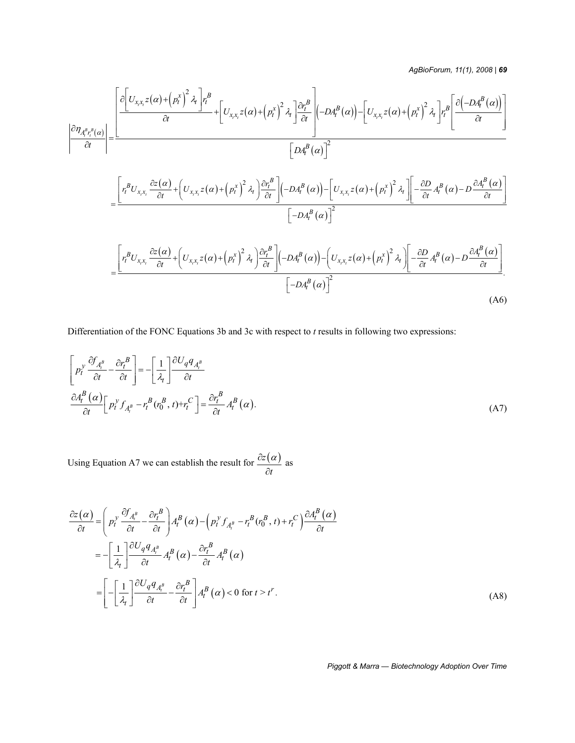$$
\left|\frac{\partial \eta_{A_t^B r_t^B(\alpha)}}{\partial t}\right| = \frac{\left[\frac{\partial\left[U_{x_t x_t} z(\alpha) + \left(p_t^x\right)^2 \lambda_t\right] r_t^B}{\partial t} + \left[U_{x_t x_t} z(\alpha) + \left(p_t^x\right)^2 \lambda_t\right] \frac{\partial r_t^B}{\partial t}\right]\left(-DA_t^B(\alpha)\right) - \left[U_{x_t x_t} z(\alpha) + \left(p_t^x\right)^2 \lambda_t\right] r_t^B \left[\frac{\partial\left(-DA_t^B(\alpha)\right)}{\partial t}\right]}{\left[DA_t^B(\alpha)\right]^2}
$$

$$
= \frac{\left[r_t^B U_{x_t x_t} \frac{\partial z(\alpha)}{\partial t} + \left(U_{x_t x_t} z(\alpha) + \left(p_t^x\right)^2 \lambda_t\right) \frac{\partial r_t^B}{\partial t}\right]\left(-DA_t^B(\alpha)\right) - \left[U_{x_t x_t} z(\alpha) + \left(p_t^x\right)^2 \lambda_t\right]\left[-\frac{\partial D}{\partial t} A_t^B(\alpha) - D \frac{\partial A_t^B(\alpha)}{\partial t}\right]}{\left[-DA_t^B(\alpha)\right]^2}
$$

$$
= \frac{\left[r_t^B U_{x_t x_t} \frac{\partial z(\alpha)}{\partial t} + \left(U_{x_t x_t} z(\alpha) + \left(p_t^x\right)^2 \lambda_t\right) \frac{\partial r_t^B}{\partial t}\right]\left(-DA_t^B(\alpha)\right) - \left(U_{x_t x_t} z(\alpha) + \left(p_t^x\right)^2 \lambda_t\right)\left[-\frac{\partial D}{\partial t} A_t^B(\alpha) - D \frac{\partial A_t^B(\alpha)}{\partial t}\right]}{\left[-DA_t^B(\alpha)\right]^2}. \tag{A6}
$$

Differentiation of the FONC Equations 3b and 3c with respect to $t$ results in following two expressions:

$$
\left[p_t^y \frac{\partial f_{A_t^B}}{\partial t} - \frac{\partial r_t^B}{\partial t}\right] = -\left[\frac{1}{\lambda_t}\right] \frac{\partial U_q q_{A_t^B}}{\partial t}
$$

$$
\frac{\partial A_t^B(\alpha)}{\partial t}\left[p_t^y f_{A_t^B} - r_t^B(r_0^B, t) + r_t^C\right] = \frac{\partial r_t^B}{\partial t} A_t^B(\alpha). \tag{A7}
$$

Using Equation A7 we can establish the result for $\frac{\partial z(\alpha)}{\partial t}$ as

$$
\frac{\partial z(\alpha)}{\partial t} = \left(p_t^y \frac{\partial f_{A_t^B}}{\partial t} - \frac{\partial r_t^B}{\partial t}\right) A_t^B(\alpha) - \left(p_t^y f_{A_t^B} - r_t^B(r_0^B, t) + r_t^C\right) \frac{\partial A_t^B(\alpha)}{\partial t}
$$

$$
= -\left[\frac{1}{\lambda_t}\right] \frac{\partial U_q q_{A_t^B}}{\partial t} A_t^B(\alpha) - \frac{\partial r_t^B}{\partial t} A_t^B(\alpha)
$$

$$
= \left[-\left[\frac{1}{\lambda_t}\right] \frac{\partial U_q q_{A_t^B}}{\partial t} - \frac{\partial r_t^B}{\partial t}\right] A_t^B(\alpha) < 0 \text{ for } t > t^r. \tag{A8}
$$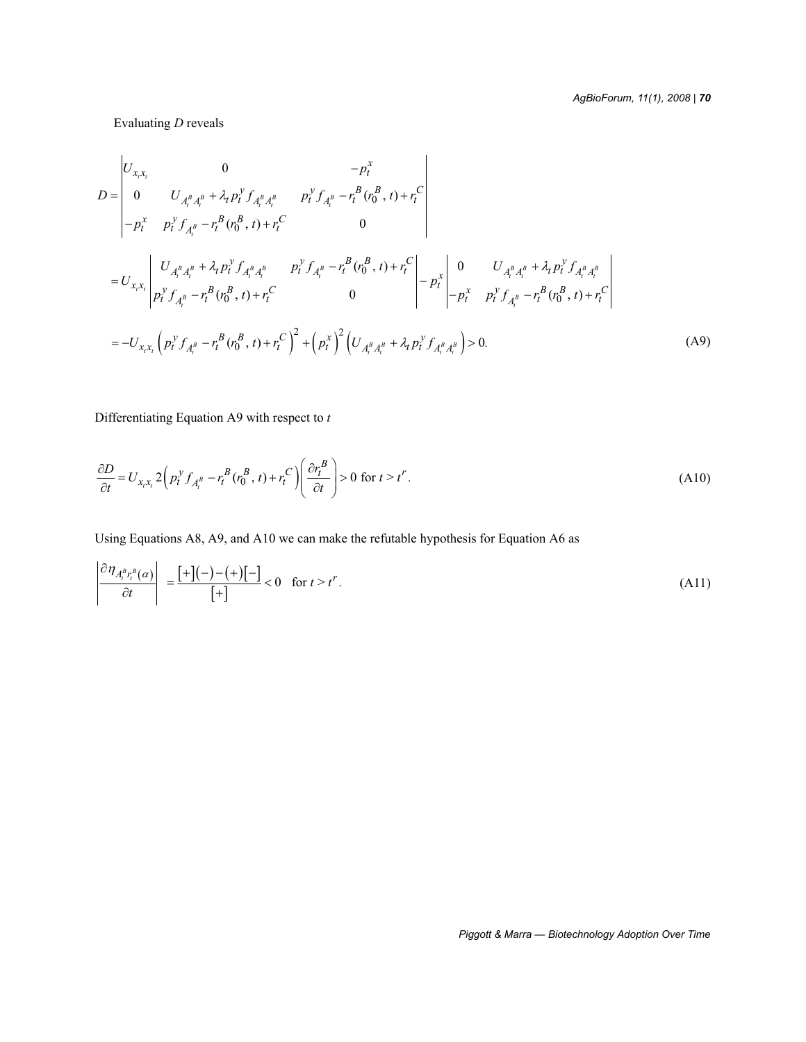Evaluating $D$ reveals

$$
\begin{aligned}
D &= \begin{vmatrix} U_{x_t x_t} & 0 & -p_t^x \\ 0 & U_{A_t^B A_t^B} + \lambda_t p_t^y f_{A_t^B A_t^B} & p_t^y f_{A_t^B} - r_t^B(r_0^B, t) + r_t^C \\ -p_t^x & p_t^y f_{A_t^B} - r_t^B(r_0^B, t) + r_t^C & 0 \end{vmatrix} \\
&= U_{x_t x_t} \begin{vmatrix} U_{A_t^B A_t^B} + \lambda_t p_t^y f_{A_t^B A_t^B} & p_t^y f_{A_t^B} - r_t^B(r_0^B, t) + r_t^C \\ p_t^y f_{A_t^B} - r_t^B(r_0^B, t) + r_t^C & 0 \end{vmatrix} - p_t^x \begin{vmatrix} 0 & U_{A_t^B A_t^B} + \lambda_t p_t^y f_{A_t^B A_t^B} \\ -p_t^x & p_t^y f_{A_t^B} - r_t^B(r_0^B, t) + r_t^C \end{vmatrix} \\
&= -U_{x_t x_t} \left( p_t^y f_{A_t^B} - r_t^B(r_0^B, t) + r_t^C \right)^2 + \left( p_t^x \right)^2 \left( U_{A_t^B A_t^B} + \lambda_t p_t^y f_{A_t^B A_t^B} \right) > 0.
\end{aligned}
\tag{A9}
$$

Differentiating Equation A9 with respect to $t$

$$
\frac{\partial D}{\partial t} = U_{x_t x_t} 2 \left( p_t^y f_{A_t^B} - r_t^B(r_0^B, t) + r_t^C \right) \left( \frac{\partial r_t^B}{\partial t} \right) > 0 \text{ for } t > t^r. \tag{A10}
$$

Using Equations A8, A9, and A10 we can make the refutable hypothesis for Equation A6 as

$$
\left| \frac{\partial \eta_{A_t^B r_t^B}(\alpha)}{\partial t} \right| = \frac{[+](-) - (+)[-]}{[+]} < 0 \quad \text{for } t > t^r. \tag{A11}
$$